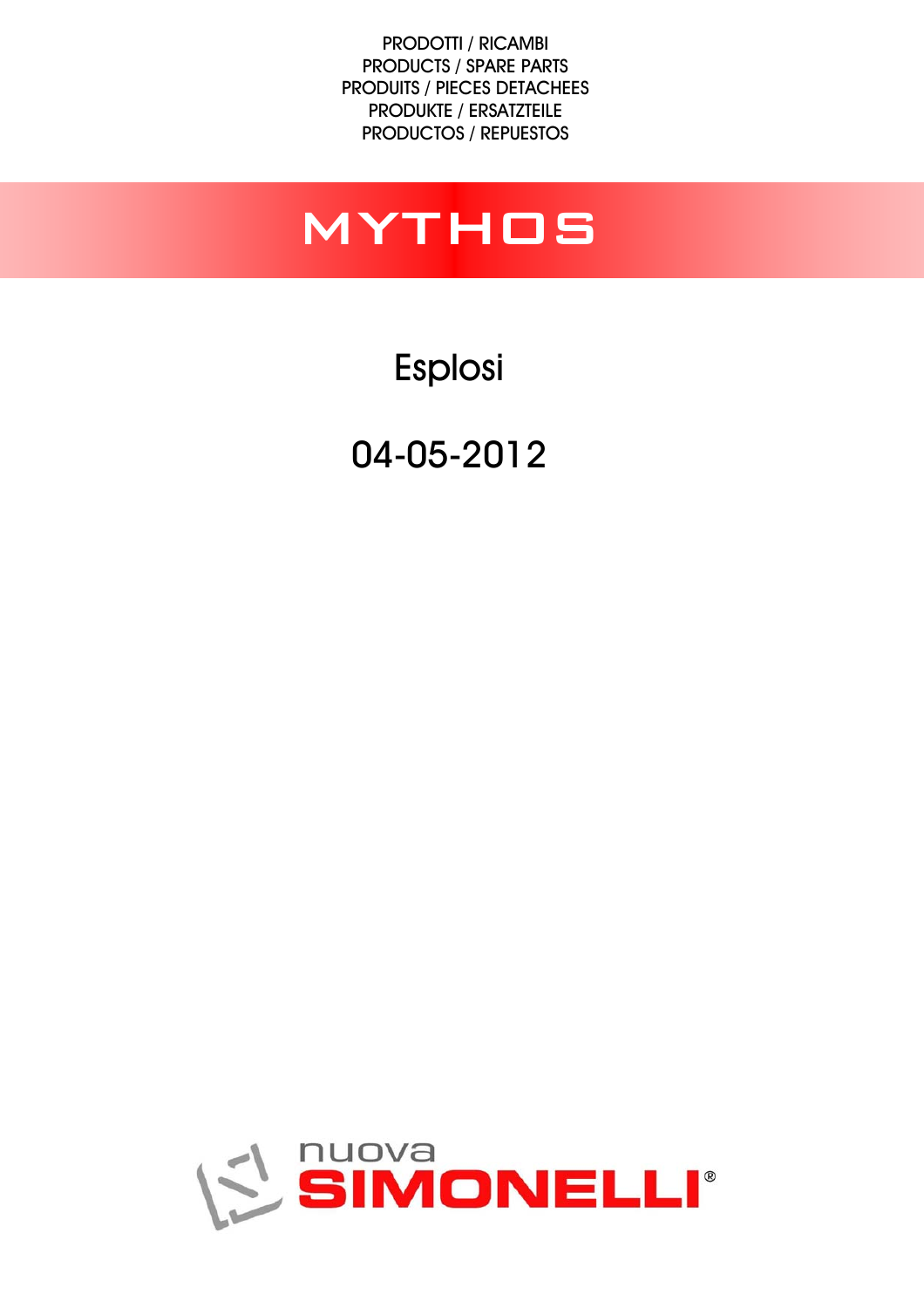PRODOTTI / RICAMBI
PRODUCTS / SPARE PARTS
PRODUITS / PIECES DETACHEES
PRODUKTE / ERSATZTEILE
PRODUCTOS / REPUESTOS

# MYTHOS

## Esplosi

## 04-05-2012

nuova SIMONELLI®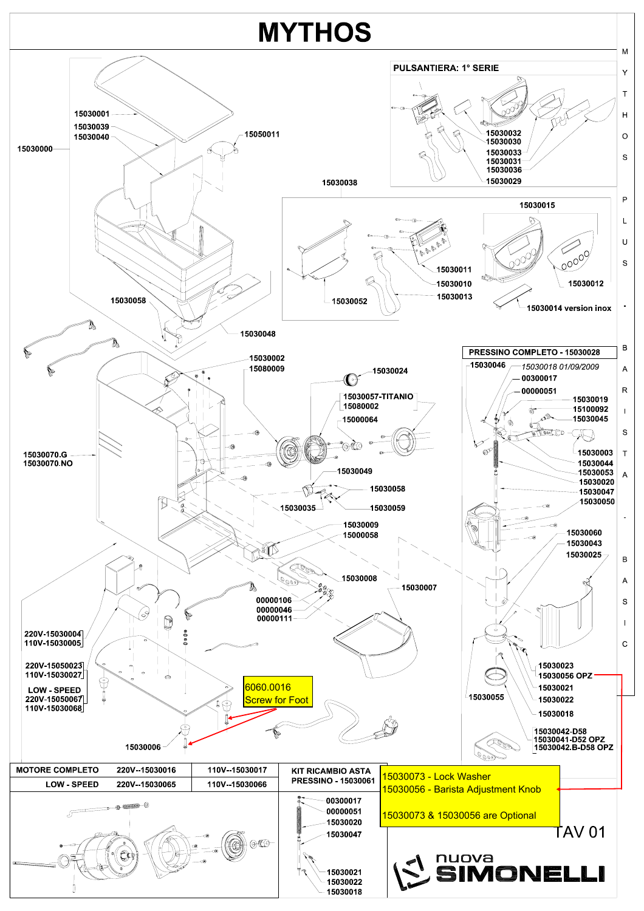# MYTHOS

## PULSANTIERA: 1° SERIE

15030032
15030030
15030033
15030031
15030036
15030029

15030038

15030015

15030011
15030010
15030013
15030052
15030012
15030014 version inox

15030001
15030039
15030040
15030000
15050011
15030058
15030048

15030002
15080009
15030024
15030057-TITANIO
15080002
15000064
15030070.G
15030070.NO
15030049
15030058
15030035
15030059
15030009
15000058
15030008
15030007
00000106
00000046
00000111

220V-15030004
110V-15030005
220V-15050023
110V-15030027
LOW - SPEED
220V-15050067
110V-15030068

6060.0016
Screw for Foot

15030006

## PRESSINO COMPLETO - 15030028

15030046
*15030018 01/09/2009*
00300017
00000051
15030019
15100092
15030045
15030003
15030044
15030053
15030020
15030047
15030050
15030060
15030043
15030025
15030055
15030023
15030056 OPZ
15030021
15030022
15030018
15030042-D58
15030041-D52 OPZ
15030042.B-D58 OPZ

| MOTORE COMPLETO | 220V--15030016 | 110V--15030017 |
|---|---|---|
| LOW - SPEED | 220V--15030065 | 110V--15030066 |

KIT RICAMBIO ASTA PRESSINO - 15030061

00300017
00000051
15030020
15030047
15030021
15030022
15030018

15030073 - Lock Washer
15030056 - Barista Adjustment Knob

15030073 & 15030056 are Optional

TAV 01

nuova SIMONELLI

MYTHOS PLUS - BARISTA - BASIC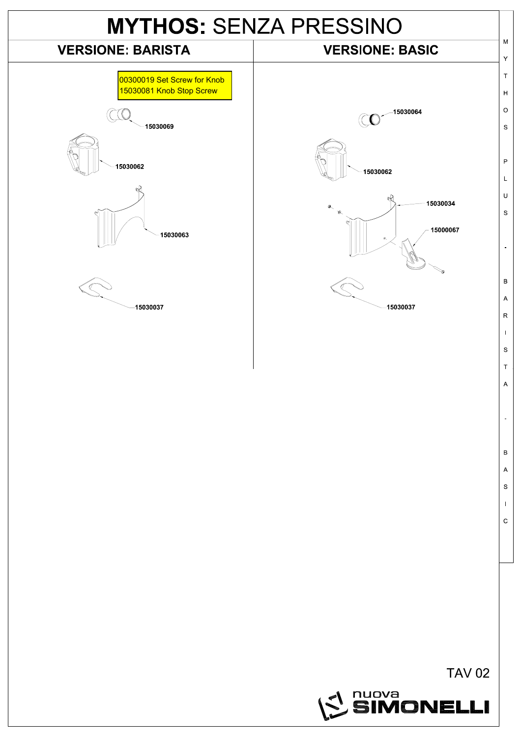# MYTHOS: SENZA PRESSINO

## VERSIONE: BARISTA

00300019 Set Screw for Knob
15030081 Knob Stop Screw

15030069

15030062

15030063

15030037

## VERSIONE: BASIC

15030064

15030062

15030034

15000067

15030037

MYTHOS PLUS - BARISTA - BASIC

TAV 02

nuova SIMONELLI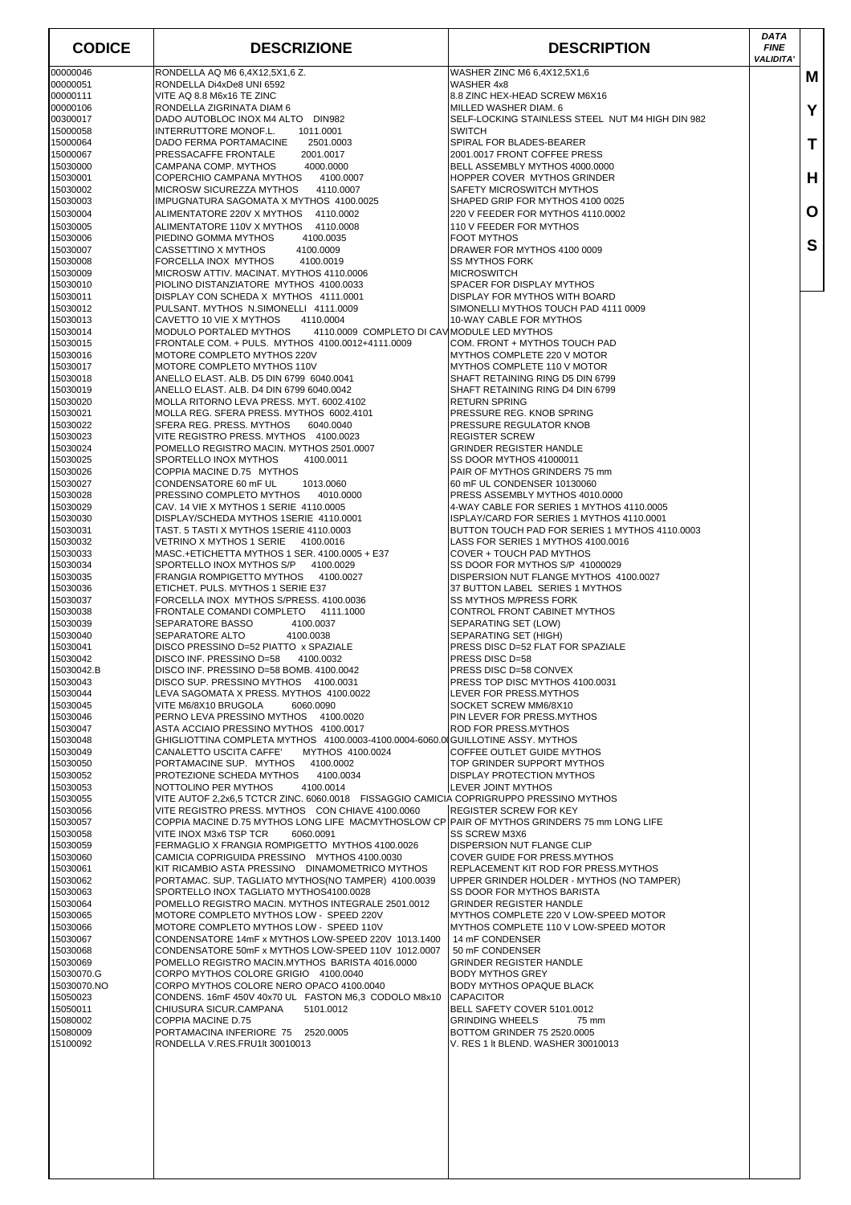| CODICE | DESCRIZIONE | DESCRIPTION | DATA FINE VALIDITA' |
|---|---|---|---|
| 00000046 | RONDELLA AQ M6 6,4X12,5X1,6 Z. | WASHER ZINC M6 6,4X12,5X1,6 | |
| 00000051 | RONDELLA Di4xDe8 UNI 6592 | WASHER 4x8 | |
| 00000111 | VITE AQ 8.8 M6x16 TE ZINC | 8.8 ZINC HEX-HEAD SCREW M6X16 | |
| 00000106 | RONDELLA ZIGRINATA DIAM 6 | MILLED WASHER DIAM. 6 | |
| 00300017 | DADO AUTOBLOC INOX M4 ALTO DIN982 | SELF-LOCKING STAINLESS STEEL NUT M4 HIGH DIN 982 | |
| 15000058 | INTERRUTTORE MONOF.L. 1011.0001 | SWITCH | |
| 15000064 | DADO FERMA PORTAMACINE 2501.0003 | SPIRAL FOR BLADES-BEARER | |
| 15000067 | PRESSACAFFE FRONTALE 2001.0017 | 2001.0017 FRONT COFFEE PRESS | |
| 15030000 | CAMPANA COMP. MYTHOS 4000.0000 | BELL ASSEMBLY MYTHOS 4000.0000 | |
| 15030001 | COPERCHIO CAMPANA MYTHOS 4100.0007 | HOPPER COVER MYTHOS GRINDER | |
| 15030002 | MICROSW SICUREZZA MYTHOS 4110.0007 | SAFETY MICROSWITCH MYTHOS | |
| 15030003 | IMPUGNATURA SAGOMATA X MYTHOS 4100.0025 | SHAPED GRIP FOR MYTHOS 4100 0025 | |
| 15030004 | ALIMENTATORE 220V X MYTHOS 4110.0002 | 220 V FEEDER FOR MYTHOS 4110.0002 | |
| 15030005 | ALIMENTATORE 110V X MYTHOS 4110.0008 | 110 V FEEDER FOR MYTHOS | |
| 15030006 | PIEDINO GOMMA MYTHOS 4100.0035 | FOOT MYTHOS | |
| 15030007 | CASSETTINO X MYTHOS 4100.0009 | DRAWER FOR MYTHOS 4100 0009 | |
| 15030008 | FORCELLA INOX MYTHOS 4100.0019 | SS MYTHOS FORK | |
| 15030009 | MICROSW ATTIV. MACINAT. MYTHOS 4110.0006 | MICROSWITCH | |
| 15030010 | PIOLINO DISTANZIATORE MYTHOS 4100.0033 | SPACER FOR DISPLAY MYTHOS | |
| 15030011 | DISPLAY CON SCHEDA X MYTHOS 4111.0001 | DISPLAY FOR MYTHOS WITH BOARD | |
| 15030012 | PULSANT. MYTHOS N.SIMONELLI 4111.0009 | SIMONELLI MYTHOS TOUCH PAD 4111 0009 | |
| 15030013 | CAVETTO 10 VIE X MYTHOS 4110.0004 | 10-WAY CABLE FOR MYTHOS | |
| 15030014 | MODULO PORTALED MYTHOS 4110.0009 COMPLETO DI CAV | MODULE LED MYTHOS | |
| 15030015 | FRONTALE COM. + PULS. MYTHOS 4100.0012+4111.0009 | COM. FRONT + MYTHOS TOUCH PAD | |
| 15030016 | MOTORE COMPLETO MYTHOS 220V | MYTHOS COMPLETE 220 V MOTOR | |
| 15030017 | MOTORE COMPLETO MYTHOS 110V | MYTHOS COMPLETE 110 V MOTOR | |
| 15030018 | ANELLO ELAST. ALB. D5 DIN 6799 6040.0041 | SHAFT RETAINING RING D5 DIN 6799 | |
| 15030019 | ANELLO ELAST. ALB. D4 DIN 6799 6040.0042 | SHAFT RETAINING RING D4 DIN 6799 | |
| 15030020 | MOLLA RITORNO LEVA PRESS. MYT. 6002.4102 | RETURN SPRING | |
| 15030021 | MOLLA REG. SFERA PRESS. MYTHOS 6002.4101 | PRESSURE REG. KNOB SPRING | |
| 15030022 | SFERA REG. PRESS. MYTHOS 6040.0040 | PRESSURE REGULATOR KNOB | |
| 15030023 | VITE REGISTRO PRESS. MYTHOS 4100.0023 | REGISTER SCREW | |
| 15030024 | POMELLO REGISTRO MACIN. MYTHOS 2501.0007 | GRINDER REGISTER HANDLE | |
| 15030025 | SPORTELLO INOX MYTHOS 4100.0011 | SS DOOR MYTHOS 41000011 | |
| 15030026 | COPPIA MACINE D.75 MYTHOS | PAIR OF MYTHOS GRINDERS 75 mm | |
| 15030027 | CONDENSATORE 60 mF UL 1013.0060 | 60 mF UL CONDENSER 10130060 | |
| 15030028 | PRESSINO COMPLETO MYTHOS 4010.0000 | PRESS ASSEMBLY MYTHOS 4010.0000 | |
| 15030029 | CAV. 14 VIE X MYTHOS 1 SERIE 4110.0005 | 4-WAY CABLE FOR SERIES 1 MYTHOS 4110.0005 | |
| 15030030 | DISPLAY/SCHEDA MYTHOS 1SERIE 4110.0001 | ISPLAY/CARD FOR SERIES 1 MYTHOS 4110.0001 | |
| 15030031 | TAST. 5 TASTI X MYTHOS 1SERIE 4110.0003 | BUTTON TOUCH PAD FOR SERIES 1 MYTHOS 4110.0003 | |
| 15030032 | VETRINO X MYTHOS 1 SERIE 4100.0016 | LASS FOR SERIES 1 MYTHOS 4100.0016 | |
| 15030033 | MASC.+ETICHETTA MYTHOS 1 SER. 4100.0005 + E37 | COVER + TOUCH PAD MYTHOS | |
| 15030034 | SPORTELLO INOX MYTHOS S/P 4100.0029 | SS DOOR FOR MYTHOS S/P 41000029 | |
| 15030035 | FRANGIA ROMPIGETTO MYTHOS 4100.0027 | DISPERSION NUT FLANGE MYTHOS 4100.0027 | |
| 15030036 | ETICHET. PULS. MYTHOS 1 SERIE E37 | 37 BUTTON LABEL SERIES 1 MYTHOS | |
| 15030037 | FORCELLA INOX MYTHOS S/PRESS. 4100.0036 | SS MYTHOS M/PRESS FORK | |
| 15030038 | FRONTALE COMANDI COMPLETO 4111.1000 | CONTROL FRONT CABINET MYTHOS | |
| 15030039 | SEPARATORE BASSO 4100.0037 | SEPARATING SET (LOW) | |
| 15030040 | SEPARATORE ALTO 4100.0038 | SEPARATING SET (HIGH) | |
| 15030041 | DISCO PRESSINO D=52 PIATTO x SPAZIALE | PRESS DISC D=52 FLAT FOR SPAZIALE | |
| 15030042 | DISCO INF. PRESSINO D=58 4100.0032 | PRESS DISC D=58 | |
| 15030042.B | DISCO INF. PRESSINO D=58 BOMB. 4100.0042 | PRESS DISC D=58 CONVEX | |
| 15030043 | DISCO SUP. PRESSINO MYTHOS 4100.0031 | PRESS TOP DISC MYTHOS 4100.0031 | |
| 15030044 | LEVA SAGOMATA X PRESS. MYTHOS 4100.0022 | LEVER FOR PRESS.MYTHOS | |
| 15030045 | VITE M6/8X10 BRUGOLA 6060.0090 | SOCKET SCREW MM6/8X10 | |
| 15030046 | PERNO LEVA PRESSINO MYTHOS 4100.0020 | PIN LEVER FOR PRESS.MYTHOS | |
| 15030047 | ASTA ACCIAIO PRESSINO MYTHOS 4100.0017 | ROD FOR PRESS.MYTHOS | |
| 15030048 | GHIGLIOTTINA COMPLETA MYTHOS 4100.0003-4100.0004-6060.0 | GUILLOTINE ASSY. MYTHOS | |
| 15030049 | CANALETTO USCITA CAFFE' MYTHOS 4100.0024 | COFFEE OUTLET GUIDE MYTHOS | |
| 15030050 | PORTAMACINE SUP. MYTHOS 4100.0002 | TOP GRINDER SUPPORT MYTHOS | |
| 15030052 | PROTEZIONE SCHEDA MYTHOS 4100.0034 | DISPLAY PROTECTION MYTHOS | |
| 15030053 | NOTTOLINO PER MYTHOS 4100.0014 | LEVER JOINT MYTHOS | |
| 15030055 | VITE AUTOF 2,2x6,5 TCTCR ZINC. 6060.0018 FISSAGGIO CAMICIA | COPRIGRUPPO PRESSINO MYTHOS | |
| 15030056 | VITE REGISTRO PRESS. MYTHOS CON CHIAVE 4100.0060 | REGISTER SCREW FOR KEY | |
| 15030057 | COPPIA MACINE D.75 MYTHOS LONG LIFE MACMYTHOSLOW CP | PAIR OF MYTHOS GRINDERS 75 mm LONG LIFE | |
| 15030058 | VITE INOX M3x6 TSP TCR 6060.0091 | SS SCREW M3X6 | |
| 15030059 | FERMAGLIO X FRANGIA ROMPIGETTO MYTHOS 4100.0026 | DISPERSION NUT FLANGE CLIP | |
| 15030060 | CAMICIA COPRIGUIDA PRESSINO MYTHOS 4100.0030 | COVER GUIDE FOR PRESS.MYTHOS | |
| 15030061 | KIT RICAMBIO ASTA PRESSINO DINAMOMETRICO MYTHOS | REPLACEMENT KIT ROD FOR PRESS.MYTHOS | |
| 15030062 | PORTAMAC. SUP. TAGLIATO MYTHOS(NO TAMPER) 4100.0039 | UPPER GRINDER HOLDER - MYTHOS (NO TAMPER) | |
| 15030063 | SPORTELLO INOX TAGLIATO MYTHOS4100.0028 | SS DOOR FOR MYTHOS BARISTA | |
| 15030064 | POMELLO REGISTRO MACIN. MYTHOS INTEGRALE 2501.0012 | GRINDER REGISTER HANDLE | |
| 15030065 | MOTORE COMPLETO MYTHOS LOW - SPEED 220V | MYTHOS COMPLETE 220 V LOW-SPEED MOTOR | |
| 15030066 | MOTORE COMPLETO MYTHOS LOW - SPEED 110V | MYTHOS COMPLETE 110 V LOW-SPEED MOTOR | |
| 15030067 | CONDENSATORE 14mF x MYTHOS LOW-SPEED 220V 1013.1400 | 14 mF CONDENSER | |
| 15030068 | CONDENSATORE 50mF x MYTHOS LOW-SPEED 110V 1012.0007 | 50 mF CONDENSER | |
| 15030069 | POMELLO REGISTRO MACIN.MYTHOS BARISTA 4016.0000 | GRINDER REGISTER HANDLE | |
| 15030070.G | CORPO MYTHOS COLORE GRIGIO 4100.0040 | BODY MYTHOS GREY | |
| 15030070.NO | CORPO MYTHOS COLORE NERO OPACO 4100.0040 | BODY MYTHOS OPAQUE BLACK | |
| 15050023 | CONDENS. 16mF 450V 40x70 UL FASTON M6,3 CODOLO M8x10 | CAPACITOR | |
| 15050011 | CHIUSURA SICUR.CAMPANA 5101.0012 | BELL SAFETY COVER 5101.0012 | |
| 15080002 | COPPIA MACINE D.75 | GRINDING WHEELS 75 mm | |
| 15080009 | PORTAMACINA INFERIORE 75 2520.0005 | BOTTOM GRINDER 75 2520.0005 | |
| 15100092 | RONDELLA V.RES.FRU1lt 30010013 | V. RES 1 lt BLEND. WASHER 30010013 | |

MYTHOS